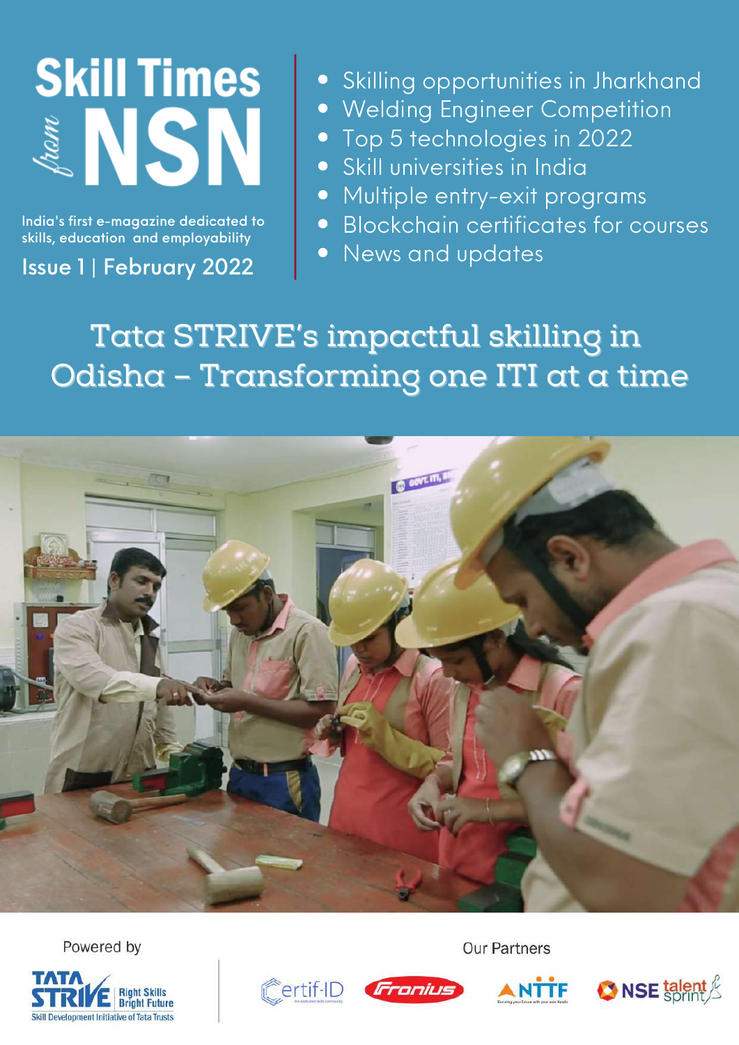# Skill Times *from* NSN

India's first e-magazine dedicated to skills, education and employability

Issue 1 | February 2022

- Skilling opportunities in Jharkhand
- Welding Engineer Competition
- Top 5 technologies in 2022
- Skill universities in India
- Multiple entry-exit programs
- Blockchain certificates for courses
- News and updates

## Tata STRIVE's impactful skilling in Odisha – Transforming one ITI at a time

Powered by

TATA STRIVE Right Skills Bright Future — Skill Development Initiative of Tata Trusts

Our Partners

Certif-ID | Fronius | NTTF | NSE talent sprint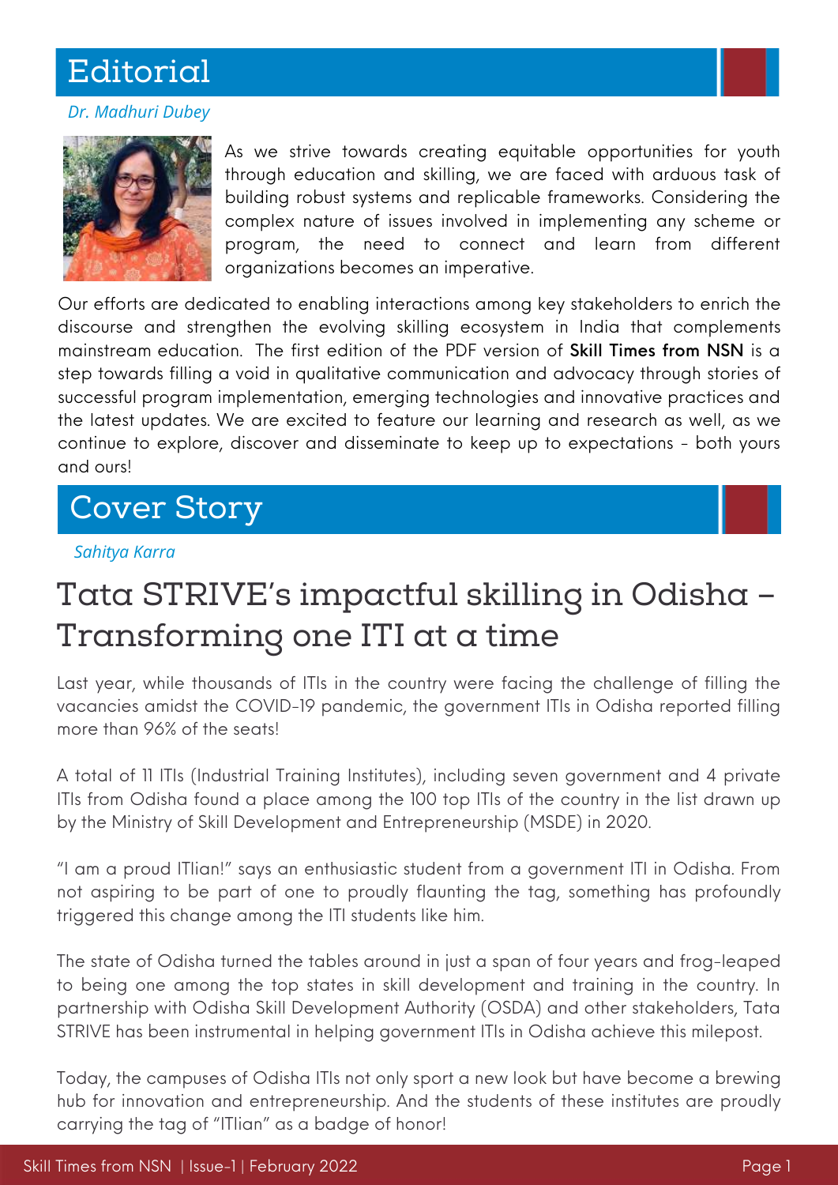## Editorial

*Dr. Madhuri Dubey*

As we strive towards creating equitable opportunities for youth through education and skilling, we are faced with arduous task of building robust systems and replicable frameworks. Considering the complex nature of issues involved in implementing any scheme or program, the need to connect and learn from different organizations becomes an imperative.

Our efforts are dedicated to enabling interactions among key stakeholders to enrich the discourse and strengthen the evolving skilling ecosystem in India that complements mainstream education. The first edition of the PDF version of **Skill Times from NSN** is a step towards filling a void in qualitative communication and advocacy through stories of successful program implementation, emerging technologies and innovative practices and the latest updates. We are excited to feature our learning and research as well, as we continue to explore, discover and disseminate to keep up to expectations - both yours and ours!

## Cover Story

*Sahitya Karra*

# Tata STRIVE's impactful skilling in Odisha – Transforming one ITI at a time

Last year, while thousands of ITIs in the country were facing the challenge of filling the vacancies amidst the COVID-19 pandemic, the government ITIs in Odisha reported filling more than 96% of the seats!

A total of 11 ITIs (Industrial Training Institutes), including seven government and 4 private ITIs from Odisha found a place among the 100 top ITIs of the country in the list drawn up by the Ministry of Skill Development and Entrepreneurship (MSDE) in 2020.

"I am a proud ITIian!" says an enthusiastic student from a government ITI in Odisha. From not aspiring to be part of one to proudly flaunting the tag, something has profoundly triggered this change among the ITI students like him.

The state of Odisha turned the tables around in just a span of four years and frog-leaped to being one among the top states in skill development and training in the country. In partnership with Odisha Skill Development Authority (OSDA) and other stakeholders, Tata STRIVE has been instrumental in helping government ITIs in Odisha achieve this milepost.

Today, the campuses of Odisha ITIs not only sport a new look but have become a brewing hub for innovation and entrepreneurship. And the students of these institutes are proudly carrying the tag of "ITIian" as a badge of honor!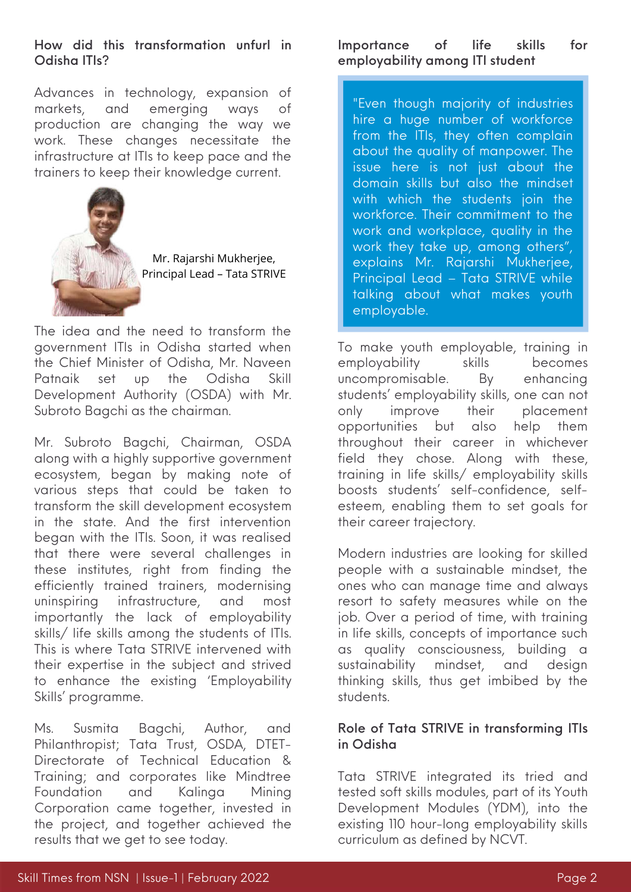## How did this transformation unfurl in Odisha ITIs?

Advances in technology, expansion of markets, and emerging ways of production are changing the way we work. These changes necessitate the infrastructure at ITIs to keep pace and the trainers to keep their knowledge current.

Mr. Rajarshi Mukherjee, Principal Lead – Tata STRIVE

The idea and the need to transform the government ITIs in Odisha started when the Chief Minister of Odisha, Mr. Naveen Patnaik set up the Odisha Skill Development Authority (OSDA) with Mr. Subroto Bagchi as the chairman.

Mr. Subroto Bagchi, Chairman, OSDA along with a highly supportive government ecosystem, began by making note of various steps that could be taken to transform the skill development ecosystem in the state. And the first intervention began with the ITIs. Soon, it was realised that there were several challenges in these institutes, right from finding the efficiently trained trainers, modernising uninspiring infrastructure, and most importantly the lack of employability skills/ life skills among the students of ITIs. This is where Tata STRIVE intervened with their expertise in the subject and strived to enhance the existing 'Employability Skills' programme.

Ms. Susmita Bagchi, Author, and Philanthropist; Tata Trust, OSDA, DTET- Directorate of Technical Education & Training; and corporates like Mindtree Foundation and Kalinga Mining Corporation came together, invested in the project, and together achieved the results that we get to see today.

## Importance of life skills for employability among ITI student

> "Even though majority of industries hire a huge number of workforce from the ITIs, they often complain about the quality of manpower. The issue here is not just about the domain skills but also the mindset with which the students join the workforce. Their commitment to the work and workplace, quality in the work they take up, among others", explains Mr. Rajarshi Mukherjee, Principal Lead – Tata STRIVE while talking about what makes youth employable.

To make youth employable, training in employability skills becomes uncompromisable. By enhancing students' employability skills, one can not only improve their placement opportunities but also help them throughout their career in whichever field they chose. Along with these, training in life skills/ employability skills boosts students' self-confidence, self-esteem, enabling them to set goals for their career trajectory.

Modern industries are looking for skilled people with a sustainable mindset, the ones who can manage time and always resort to safety measures while on the job. Over a period of time, with training in life skills, concepts of importance such as quality consciousness, building a sustainability mindset, and design thinking skills, thus get imbibed by the students.

## Role of Tata STRIVE in transforming ITIs in Odisha

Tata STRIVE integrated its tried and tested soft skills modules, part of its Youth Development Modules (YDM), into the existing 110 hour-long employability skills curriculum as defined by NCVT.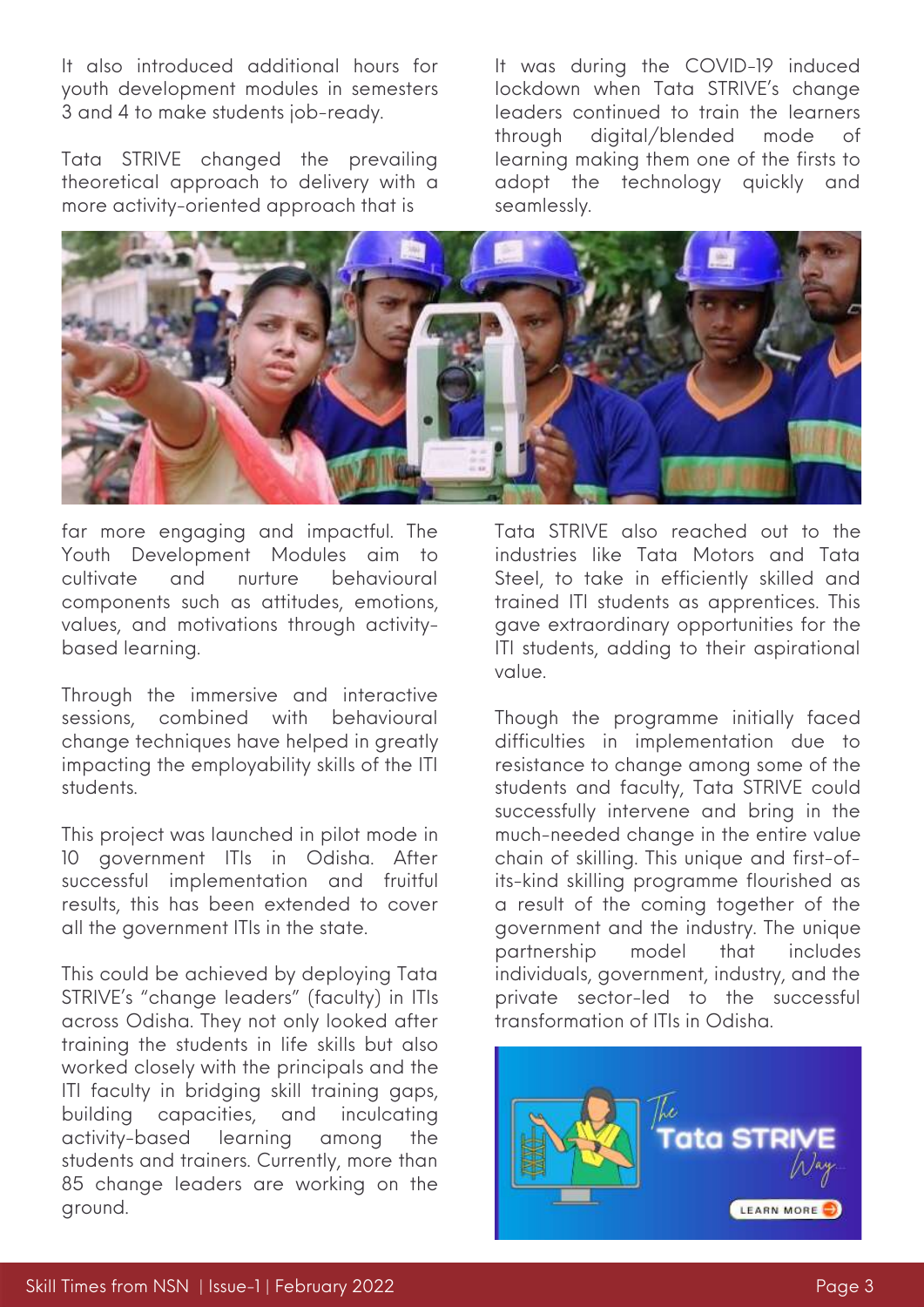It also introduced additional hours for youth development modules in semesters 3 and 4 to make students job-ready.

Tata STRIVE changed the prevailing theoretical approach to delivery with a more activity-oriented approach that is far more engaging and impactful. The Youth Development Modules aim to cultivate and nurture behavioural components such as attitudes, emotions, values, and motivations through activity-based learning.

Through the immersive and interactive sessions, combined with behavioural change techniques have helped in greatly impacting the employability skills of the ITI students.

This project was launched in pilot mode in 10 government ITIs in Odisha. After successful implementation and fruitful results, this has been extended to cover all the government ITIs in the state.

This could be achieved by deploying Tata STRIVE's "change leaders" (faculty) in ITIs across Odisha. They not only looked after training the students in life skills but also worked closely with the principals and the ITI faculty in bridging skill training gaps, building capacities, and inculcating activity-based learning among the students and trainers. Currently, more than 85 change leaders are working on the ground.

It was during the COVID-19 induced lockdown when Tata STRIVE's change leaders continued to train the learners through digital/blended mode of learning making them one of the firsts to adopt the technology quickly and seamlessly.

Tata STRIVE also reached out to the industries like Tata Motors and Tata Steel, to take in efficiently skilled and trained ITI students as apprentices. This gave extraordinary opportunities for the ITI students, adding to their aspirational value.

Though the programme initially faced difficulties in implementation due to resistance to change among some of the students and faculty, Tata STRIVE could successfully intervene and bring in the much-needed change in the entire value chain of skilling. This unique and first-of-its-kind skilling programme flourished as a result of the coming together of the government and the industry. The unique partnership model that includes individuals, government, industry, and the private sector-led to the successful transformation of ITIs in Odisha.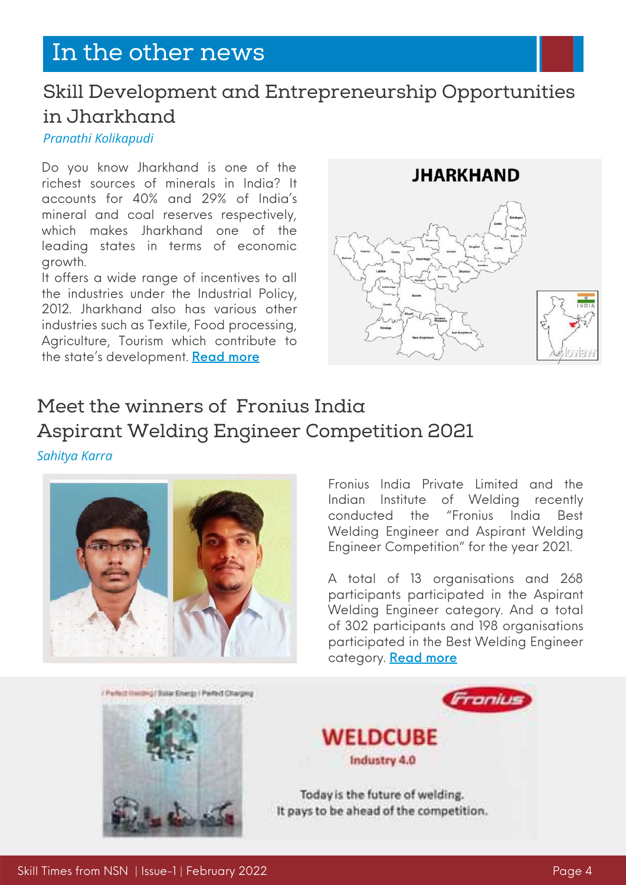# In the other news

## Skill Development and Entrepreneurship Opportunities in Jharkhand

*Pranathi Kolikapudi*

Do you know Jharkhand is one of the richest sources of minerals in India? It accounts for 40% and 29% of India's mineral and coal reserves respectively, which makes Jharkhand one of the leading states in terms of economic growth.

It offers a wide range of incentives to all the industries under the Industrial Policy, 2012. Jharkhand also has various other industries such as Textile, Food processing, Agriculture, Tourism which contribute to the state's development. **Read more**

## Meet the winners of Fronius India Aspirant Welding Engineer Competition 2021

*Sahitya Karra*

Fronius India Private Limited and the Indian Institute of Welding recently conducted the "Fronius India Best Welding Engineer and Aspirant Welding Engineer Competition" for the year 2021.

A total of 13 organisations and 268 participants participated in the Aspirant Welding Engineer category. And a total of 302 participants and 198 organisations participated in the Best Welding Engineer category. **Read more**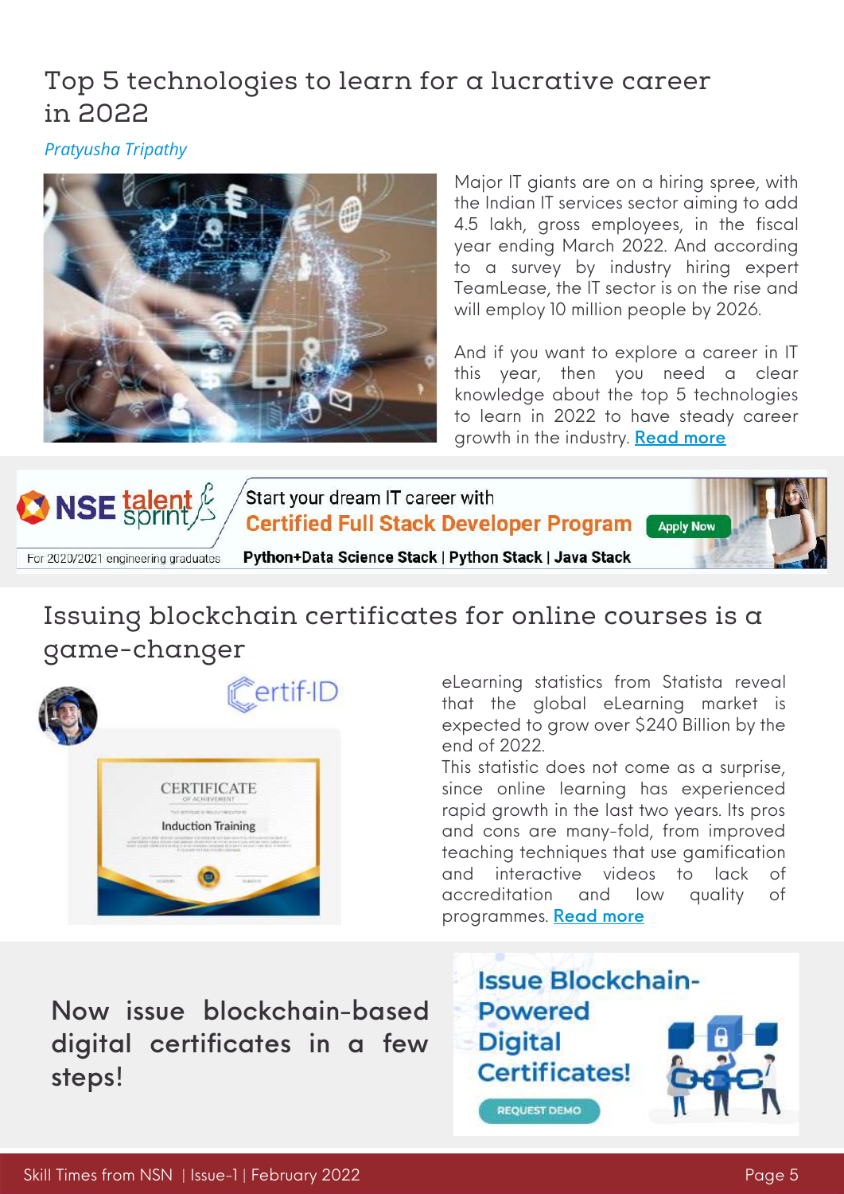## Top 5 technologies to learn for a lucrative career in 2022

*Pratyusha Tripathy*

Major IT giants are on a hiring spree, with the Indian IT services sector aiming to add 4.5 lakh, gross employees, in the fiscal year ending March 2022. And according to a survey by industry hiring expert TeamLease, the IT sector is on the rise and will employ 10 million people by 2026.

And if you want to explore a career in IT this year, then you need a clear knowledge about the top 5 technologies to learn in 2022 to have steady career growth in the industry. Read more

NSE talent sprint

Start your dream IT career with

**Certified Full Stack Developer Program** Apply Now

For 2020/2021 engineering graduates

**Python+Data Science Stack | Python Stack | Java Stack**

## Issuing blockchain certificates for online courses is a game-changer

eLearning statistics from Statista reveal that the global eLearning market is expected to grow over $240 Billion by the end of 2022.

This statistic does not come as a surprise, since online learning has experienced rapid growth in the last two years. Its pros and cons are many-fold, from improved teaching techniques that use gamification and interactive videos to lack of accreditation and low quality of programmes. Read more

**Now issue blockchain-based digital certificates in a few steps!**

**Issue Blockchain-Powered Digital Certificates!**

REQUEST DEMO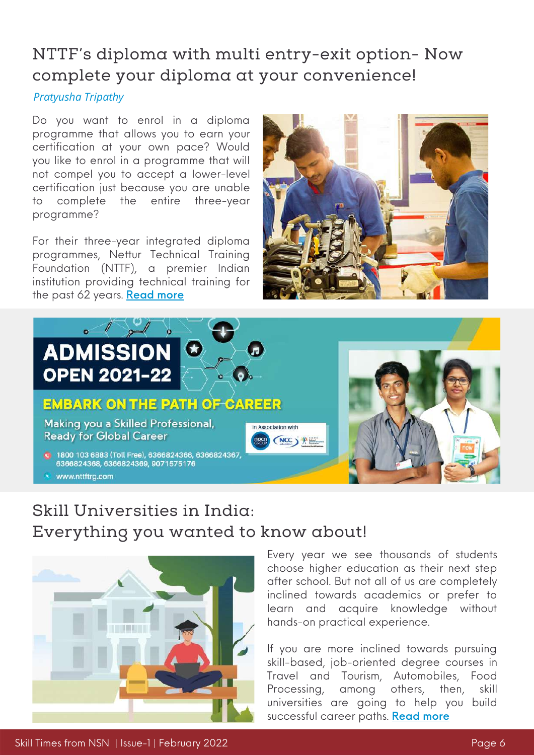## NTTF's diploma with multi entry-exit option- Now complete your diploma at your convenience!

*Pratyusha Tripathy*

Do you want to enrol in a diploma programme that allows you to earn your certification at your own pace? Would you like to enrol in a programme that will not compel you to accept a lower-level certification just because you are unable to complete the entire three-year programme?

For their three-year integrated diploma programmes, Nettur Technical Training Foundation (NTTF), a premier Indian institution providing technical training for the past 62 years. **Read more**

**ADMISSION OPEN 2021-22**

**EMBARK ON THE PATH OF CAREER**

Making you a Skilled Professional, Ready for Global Career

In Association with

1800 103 6883 (Toll Free), 6366824366, 6366824367, 6366824368, 6366824369, 9071575176

www.nttftrg.com

## Skill Universities in India: Everything you wanted to know about!

Every year we see thousands of students choose higher education as their next step after school. But not all of us are completely inclined towards academics or prefer to learn and acquire knowledge without hands-on practical experience.

If you are more inclined towards pursuing skill-based, job-oriented degree courses in Travel and Tourism, Automobiles, Food Processing, among others, then, skill universities are going to help you build successful career paths. **Read more**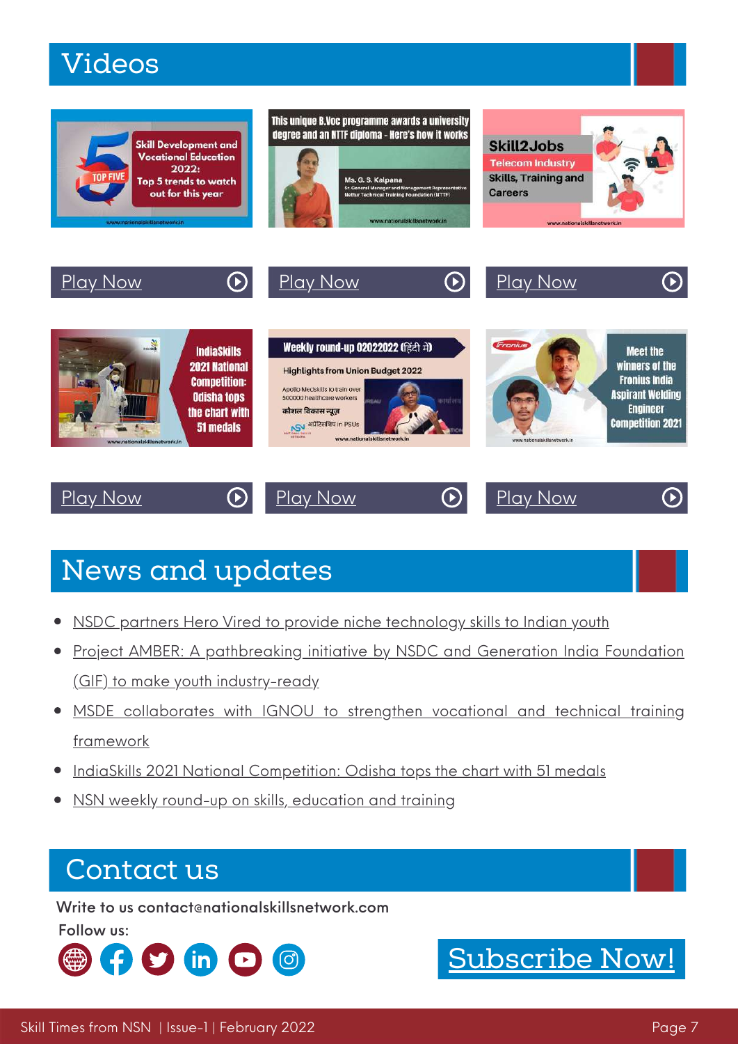# Videos

Play Now

Play Now

Play Now

Play Now

Play Now

Play Now

# News and updates

- NSDC partners Hero Vired to provide niche technology skills to Indian youth
- Project AMBER: A pathbreaking initiative by NSDC and Generation India Foundation (GIF) to make youth industry-ready
- MSDE collaborates with IGNOU to strengthen vocational and technical training framework
- IndiaSkills 2021 National Competition: Odisha tops the chart with 51 medals
- NSN weekly round-up on skills, education and training

# Contact us

Write to us contact@nationalskillsnetwork.com

Follow us:

Subscribe Now!